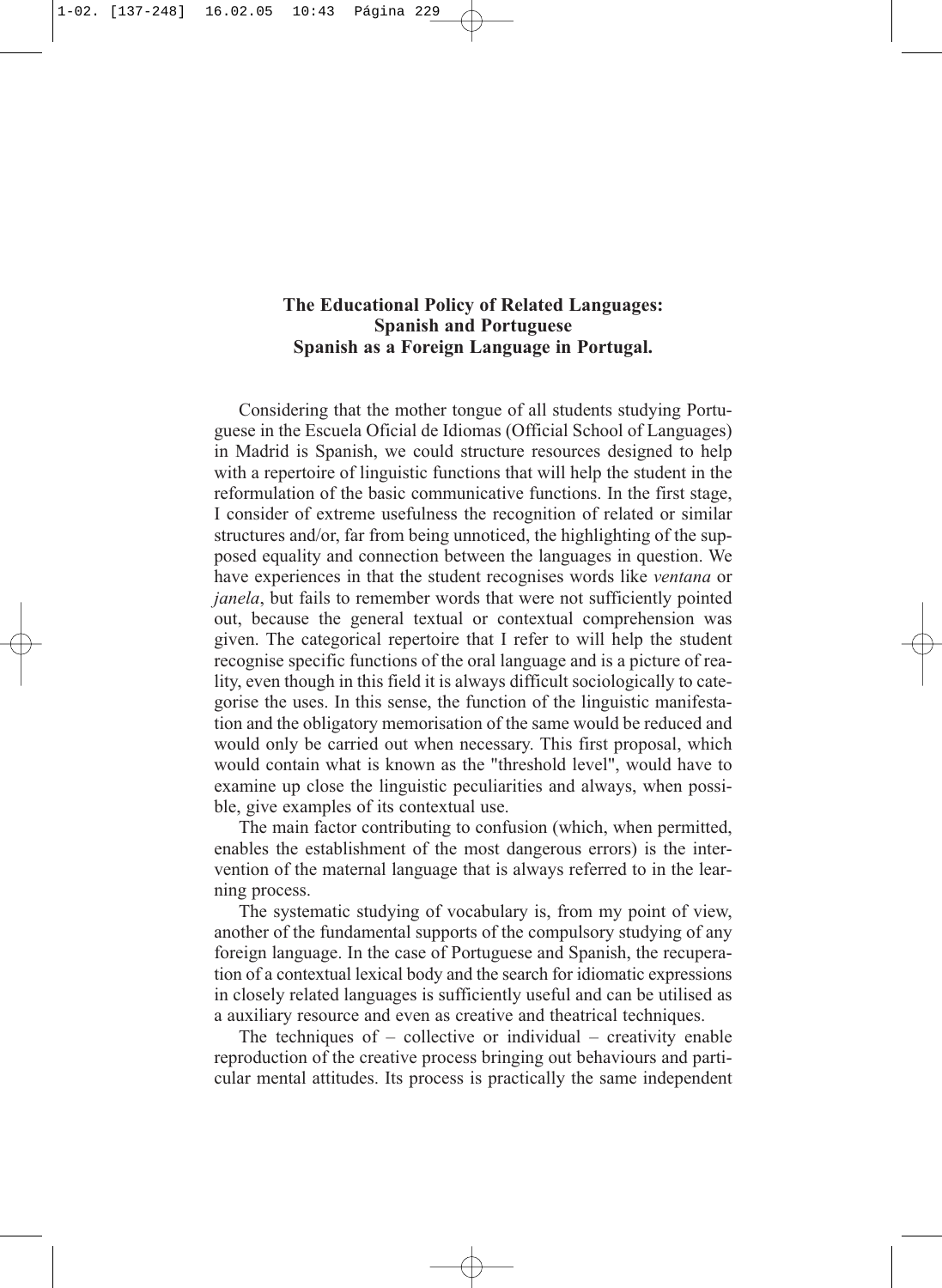## The Educational Policy of Related Languages: Spanish and Portuguese Spanish as a Foreign Language in Portugal.

Considering that the mother tongue of all students studying Portuguese in the Escuela Oficial de Idiomas (Official School of Languages) in Madrid is Spanish, we could structure resources designed to help with a repertoire of linguistic functions that will help the student in the reformulation of the basic communicative functions. In the first stage, I consider of extreme usefulness the recognition of related or similar structures and/or, far from being unnoticed, the highlighting of the supposed equality and connection between the languages in question. We have experiences in that the student recognises words like *ventana* or *janela*, but fails to remember words that were not sufficiently pointed out, because the general textual or contextual comprehension was given. The categorical repertoire that I refer to will help the student recognise specific functions of the oral language and is a picture of reality, even though in this field it is always difficult sociologically to categorise the uses. In this sense, the function of the linguistic manifestation and the obligatory memorisation of the same would be reduced and would only be carried out when necessary. This first proposal, which would contain what is known as the "threshold level", would have to examine up close the linguistic peculiarities and always, when possible, give examples of its contextual use.

The main factor contributing to confusion (which, when permitted, enables the establishment of the most dangerous errors) is the intervention of the maternal language that is always referred to in the learning process.

The systematic studying of vocabulary is, from my point of view, another of the fundamental supports of the compulsory studying of any foreign language. In the case of Portuguese and Spanish, the recuperation of a contextual lexical body and the search for idiomatic expressions in closely related languages is sufficiently useful and can be utilised as a auxiliary resource and even as creative and theatrical techniques.

The techniques of – collective or individual – creativity enable reproduction of the creative process bringing out behaviours and particular mental attitudes. Its process is practically the same independent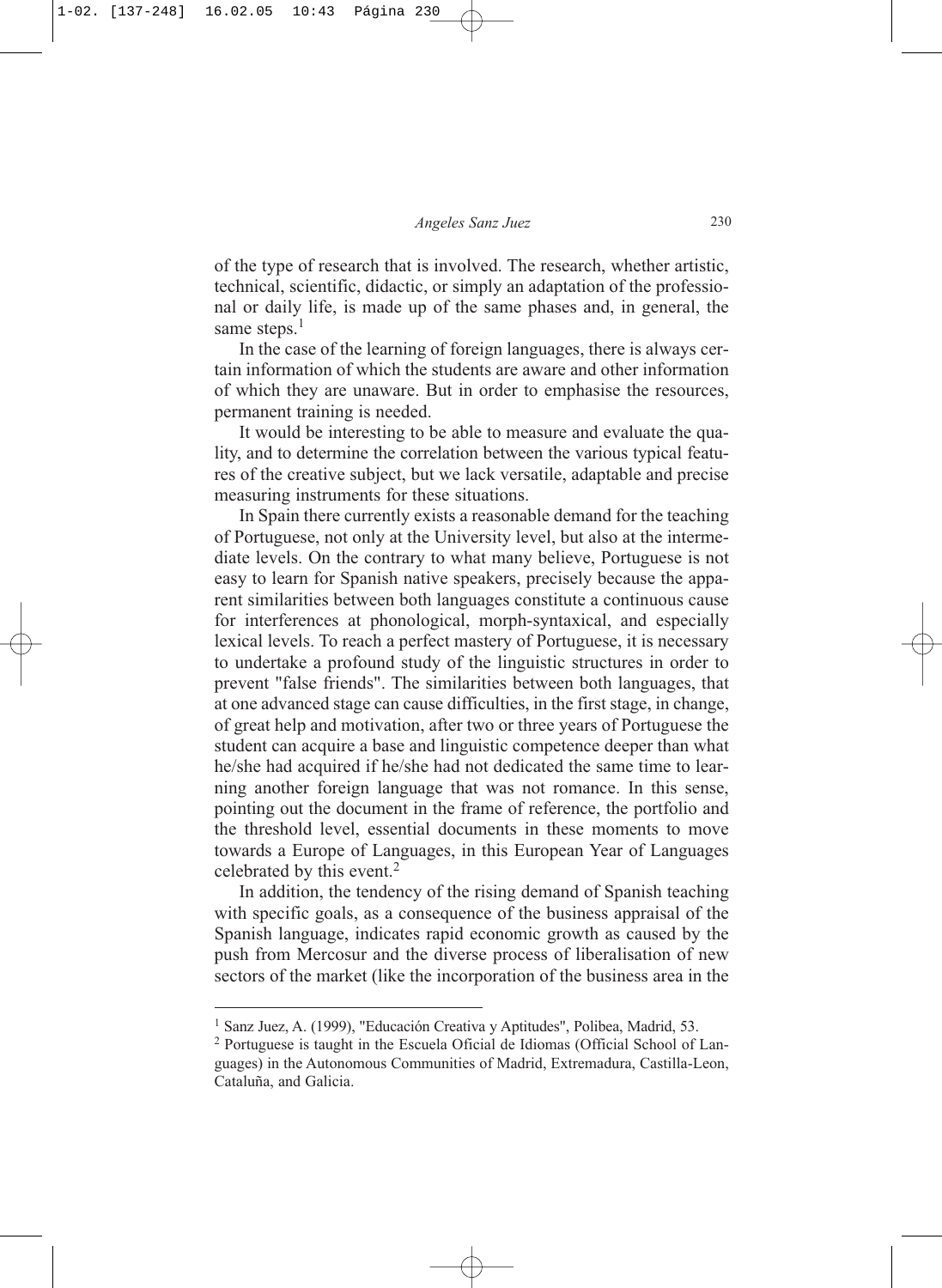of the type of research that is involved. The research, whether artistic, technical, scientific, didactic, or simply an adaptation of the professional or daily life, is made up of the same phases and, in general, the same steps.[1]

In the case of the learning of foreign languages, there is always certain information of which the students are aware and other information of which they are unaware. But in order to emphasise the resources, permanent training is needed.

It would be interesting to be able to measure and evaluate the quality, and to determine the correlation between the various typical features of the creative subject, but we lack versatile, adaptable and precise measuring instruments for these situations.

In Spain there currently exists a reasonable demand for the teaching of Portuguese, not only at the University level, but also at the intermediate levels. On the contrary to what many believe, Portuguese is not easy to learn for Spanish native speakers, precisely because the apparent similarities between both languages constitute a continuous cause for interferences at phonological, morph-syntaxical, and especially lexical levels. To reach a perfect mastery of Portuguese, it is necessary to undertake a profound study of the linguistic structures in order to prevent "false friends". The similarities between both languages, that at one advanced stage can cause difficulties, in the first stage, in change, of great help and motivation, after two or three years of Portuguese the student can acquire a base and linguistic competence deeper than what he/she had acquired if he/she had not dedicated the same time to learning another foreign language that was not romance. In this sense, pointing out the document in the frame of reference, the portfolio and the threshold level, essential documents in these moments to move towards a Europe of Languages, in this European Year of Languages celebrated by this event.[2]

In addition, the tendency of the rising demand of Spanish teaching with specific goals, as a consequence of the business appraisal of the Spanish language, indicates rapid economic growth as caused by the push from Mercosur and the diverse process of liberalisation of new sectors of the market (like the incorporation of the business area in the

---

[1] Sanz Juez, A. (1999), "Educación Creativa y Aptitudes", Polibea, Madrid, 53.

[2] Portuguese is taught in the Escuela Oficial de Idiomas (Official School of Languages) in the Autonomous Communities of Madrid, Extremadura, Castilla-Leon, Cataluña, and Galicia.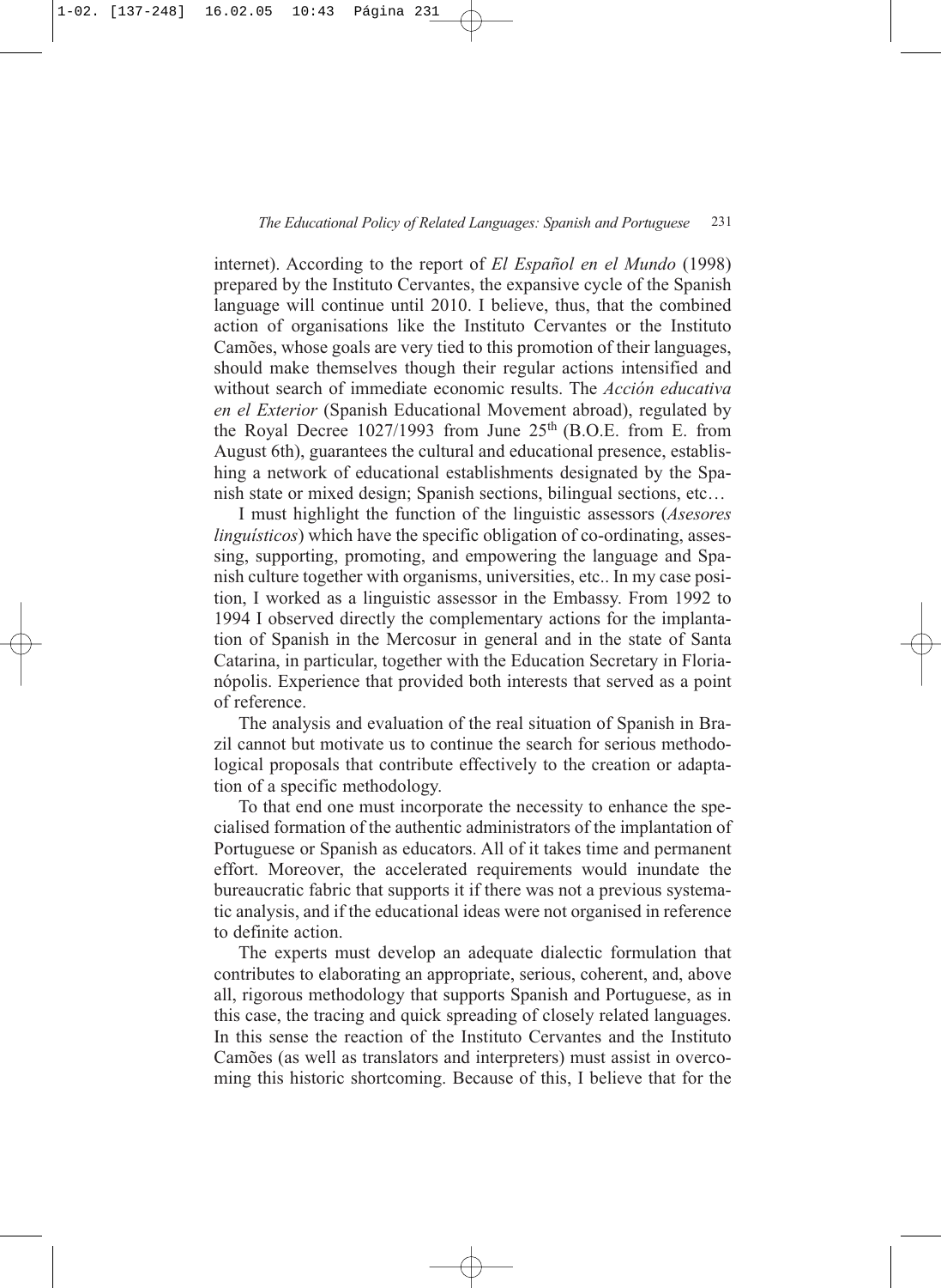internet). According to the report of *El Español en el Mundo* (1998) prepared by the Instituto Cervantes, the expansive cycle of the Spanish language will continue until 2010. I believe, thus, that the combined action of organisations like the Instituto Cervantes or the Instituto Camões, whose goals are very tied to this promotion of their languages, should make themselves though their regular actions intensified and without search of immediate economic results. The *Acción educativa en el Exterior* (Spanish Educational Movement abroad), regulated by the Royal Decree 1027/1993 from June 25th (B.O.E. from E. from August 6th), guarantees the cultural and educational presence, establishing a network of educational establishments designated by the Spanish state or mixed design; Spanish sections, bilingual sections, etc…

I must highlight the function of the linguistic assessors (*Asesores linguísticos*) which have the specific obligation of co-ordinating, assessing, supporting, promoting, and empowering the language and Spanish culture together with organisms, universities, etc.. In my case position, I worked as a linguistic assessor in the Embassy. From 1992 to 1994 I observed directly the complementary actions for the implantation of Spanish in the Mercosur in general and in the state of Santa Catarina, in particular, together with the Education Secretary in Florianópolis. Experience that provided both interests that served as a point of reference.

The analysis and evaluation of the real situation of Spanish in Brazil cannot but motivate us to continue the search for serious methodological proposals that contribute effectively to the creation or adaptation of a specific methodology.

To that end one must incorporate the necessity to enhance the specialised formation of the authentic administrators of the implantation of Portuguese or Spanish as educators. All of it takes time and permanent effort. Moreover, the accelerated requirements would inundate the bureaucratic fabric that supports it if there was not a previous systematic analysis, and if the educational ideas were not organised in reference to definite action.

The experts must develop an adequate dialectic formulation that contributes to elaborating an appropriate, serious, coherent, and, above all, rigorous methodology that supports Spanish and Portuguese, as in this case, the tracing and quick spreading of closely related languages. In this sense the reaction of the Instituto Cervantes and the Instituto Camões (as well as translators and interpreters) must assist in overcoming this historic shortcoming. Because of this, I believe that for the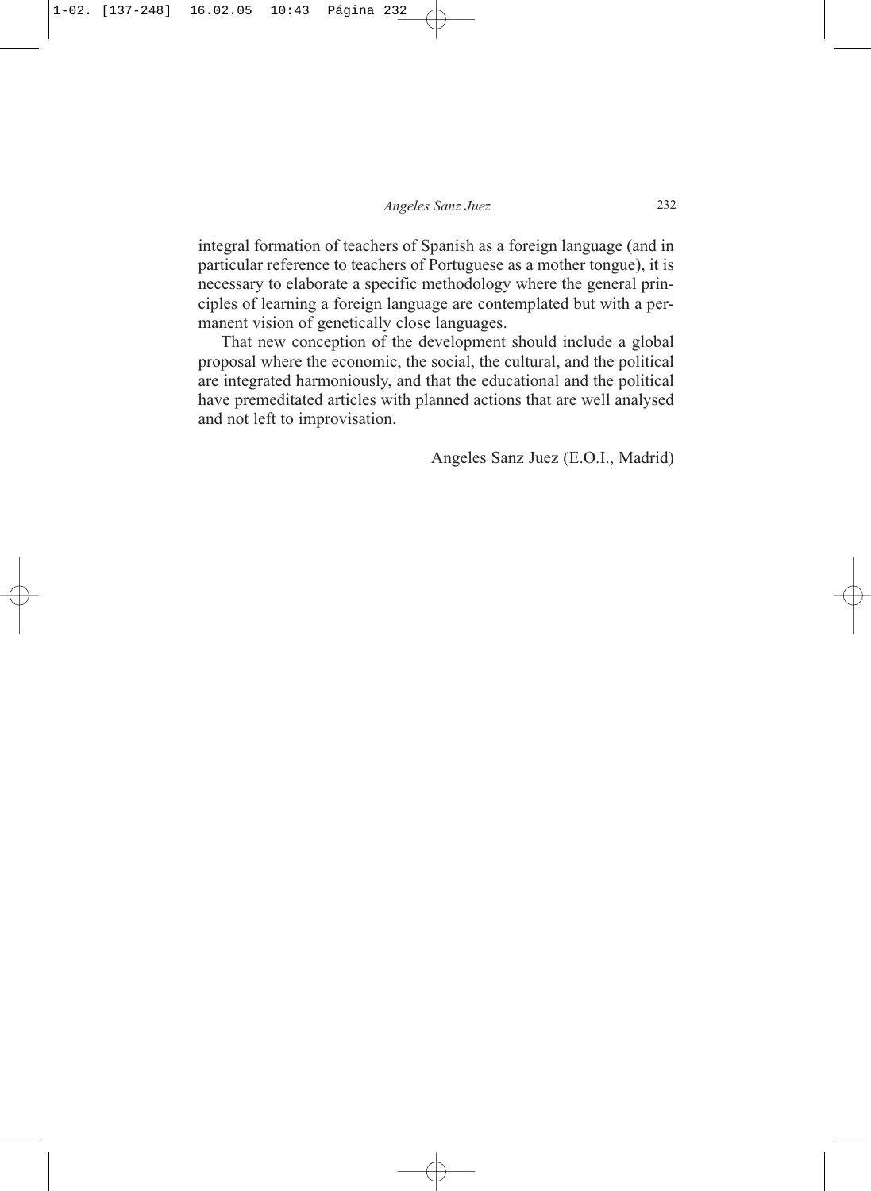integral formation of teachers of Spanish as a foreign language (and in particular reference to teachers of Portuguese as a mother tongue), it is necessary to elaborate a specific methodology where the general principles of learning a foreign language are contemplated but with a permanent vision of genetically close languages.

That new conception of the development should include a global proposal where the economic, the social, the cultural, and the political are integrated harmoniously, and that the educational and the political have premeditated articles with planned actions that are well analysed and not left to improvisation.

Angeles Sanz Juez (E.O.I., Madrid)